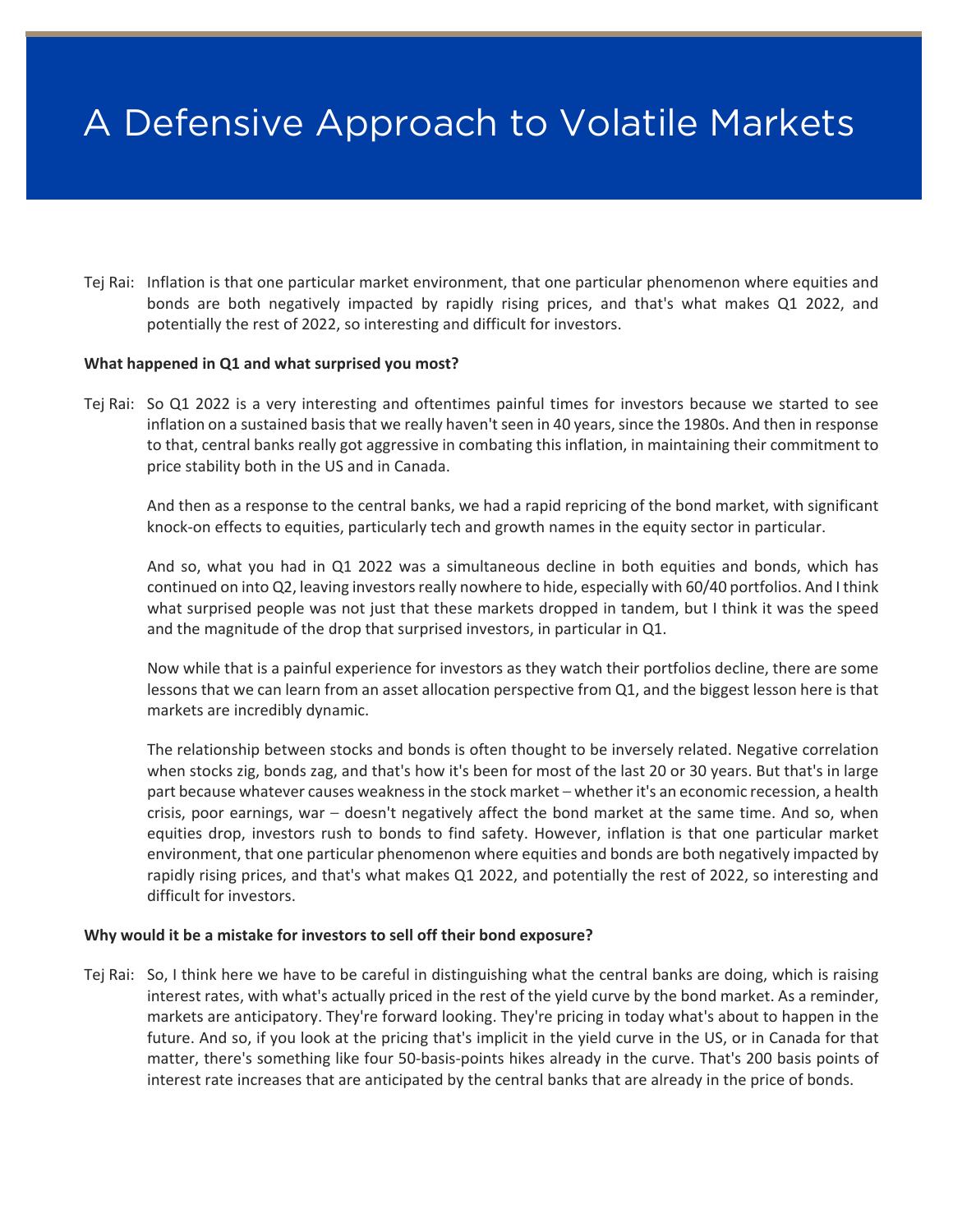# A Defensive Approach to Volatile Markets

Tej Rai: Inflation is that one particular market environment, that one particular phenomenon where equities and bonds are both negatively impacted by rapidly rising prices, and that's what makes Q1 2022, and potentially the rest of 2022, so interesting and difficult for investors.

**What happened in Q1 and what surprised you most?**

Tej Rai: So Q1 2022 is a very interesting and oftentimes painful times for investors because we started to see inflation on a sustained basis that we really haven't seen in 40 years, since the 1980s. And then in response to that, central banks really got aggressive in combating this inflation, in maintaining their commitment to price stability both in the US and in Canada.

And then as a response to the central banks, we had a rapid repricing of the bond market, with significant knock-on effects to equities, particularly tech and growth names in the equity sector in particular.

And so, what you had in Q1 2022 was a simultaneous decline in both equities and bonds, which has continued on into Q2, leaving investors really nowhere to hide, especially with 60/40 portfolios. And I think what surprised people was not just that these markets dropped in tandem, but I think it was the speed and the magnitude of the drop that surprised investors, in particular in Q1.

Now while that is a painful experience for investors as they watch their portfolios decline, there are some lessons that we can learn from an asset allocation perspective from Q1, and the biggest lesson here is that markets are incredibly dynamic.

The relationship between stocks and bonds is often thought to be inversely related. Negative correlation when stocks zig, bonds zag, and that's how it's been for most of the last 20 or 30 years. But that's in large part because whatever causes weakness in the stock market – whether it's an economic recession, a health crisis, poor earnings, war – doesn't negatively affect the bond market at the same time. And so, when equities drop, investors rush to bonds to find safety. However, inflation is that one particular market environment, that one particular phenomenon where equities and bonds are both negatively impacted by rapidly rising prices, and that's what makes Q1 2022, and potentially the rest of 2022, so interesting and difficult for investors.

**Why would it be a mistake for investors to sell off their bond exposure?**

Tej Rai: So, I think here we have to be careful in distinguishing what the central banks are doing, which is raising interest rates, with what's actually priced in the rest of the yield curve by the bond market. As a reminder, markets are anticipatory. They're forward looking. They're pricing in today what's about to happen in the future. And so, if you look at the pricing that's implicit in the yield curve in the US, or in Canada for that matter, there's something like four 50-basis-points hikes already in the curve. That's 200 basis points of interest rate increases that are anticipated by the central banks that are already in the price of bonds.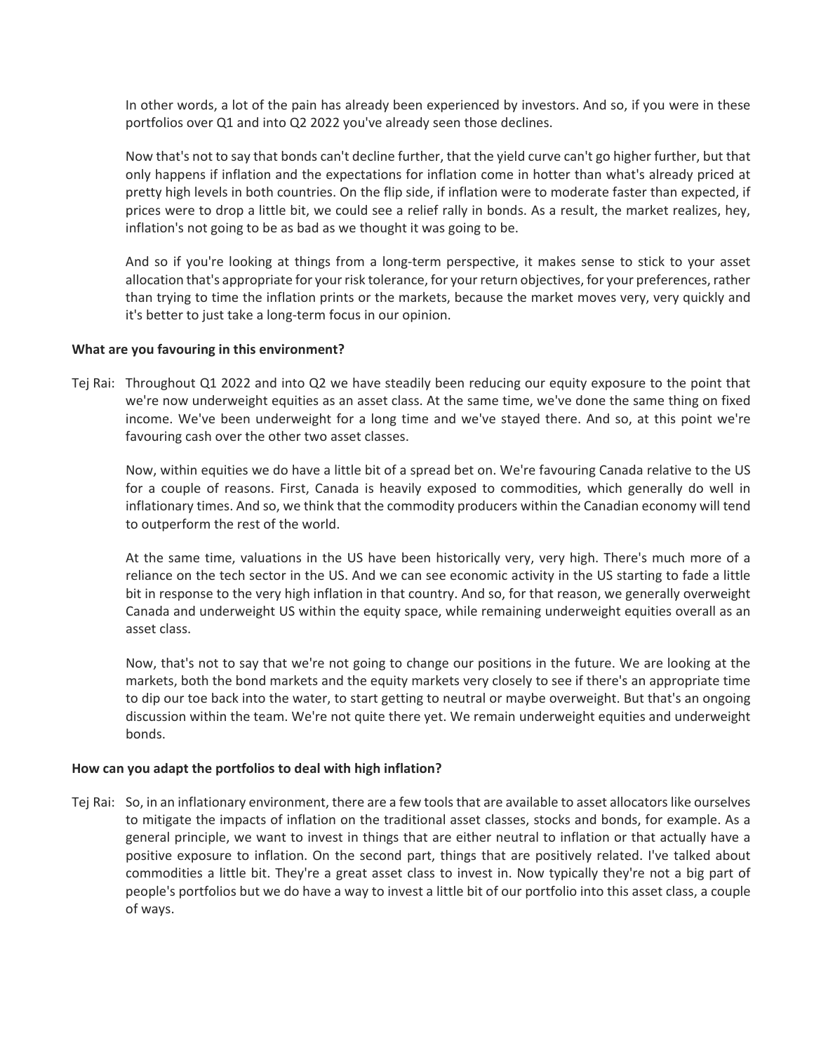In other words, a lot of the pain has already been experienced by investors. And so, if you were in these portfolios over Q1 and into Q2 2022 you've already seen those declines.

Now that's not to say that bonds can't decline further, that the yield curve can't go higher further, but that only happens if inflation and the expectations for inflation come in hotter than what's already priced at pretty high levels in both countries. On the flip side, if inflation were to moderate faster than expected, if prices were to drop a little bit, we could see a relief rally in bonds. As a result, the market realizes, hey, inflation's not going to be as bad as we thought it was going to be.

And so if you're looking at things from a long-term perspective, it makes sense to stick to your asset allocation that's appropriate for your risk tolerance, for your return objectives, for your preferences, rather than trying to time the inflation prints or the markets, because the market moves very, very quickly and it's better to just take a long-term focus in our opinion.

**What are you favouring in this environment?**

Tej Rai: Throughout Q1 2022 and into Q2 we have steadily been reducing our equity exposure to the point that we're now underweight equities as an asset class. At the same time, we've done the same thing on fixed income. We've been underweight for a long time and we've stayed there. And so, at this point we're favouring cash over the other two asset classes.

Now, within equities we do have a little bit of a spread bet on. We're favouring Canada relative to the US for a couple of reasons. First, Canada is heavily exposed to commodities, which generally do well in inflationary times. And so, we think that the commodity producers within the Canadian economy will tend to outperform the rest of the world.

At the same time, valuations in the US have been historically very, very high. There's much more of a reliance on the tech sector in the US. And we can see economic activity in the US starting to fade a little bit in response to the very high inflation in that country. And so, for that reason, we generally overweight Canada and underweight US within the equity space, while remaining underweight equities overall as an asset class.

Now, that's not to say that we're not going to change our positions in the future. We are looking at the markets, both the bond markets and the equity markets very closely to see if there's an appropriate time to dip our toe back into the water, to start getting to neutral or maybe overweight. But that's an ongoing discussion within the team. We're not quite there yet. We remain underweight equities and underweight bonds.

**How can you adapt the portfolios to deal with high inflation?**

Tej Rai: So, in an inflationary environment, there are a few tools that are available to asset allocators like ourselves to mitigate the impacts of inflation on the traditional asset classes, stocks and bonds, for example. As a general principle, we want to invest in things that are either neutral to inflation or that actually have a positive exposure to inflation. On the second part, things that are positively related. I've talked about commodities a little bit. They're a great asset class to invest in. Now typically they're not a big part of people's portfolios but we do have a way to invest a little bit of our portfolio into this asset class, a couple of ways.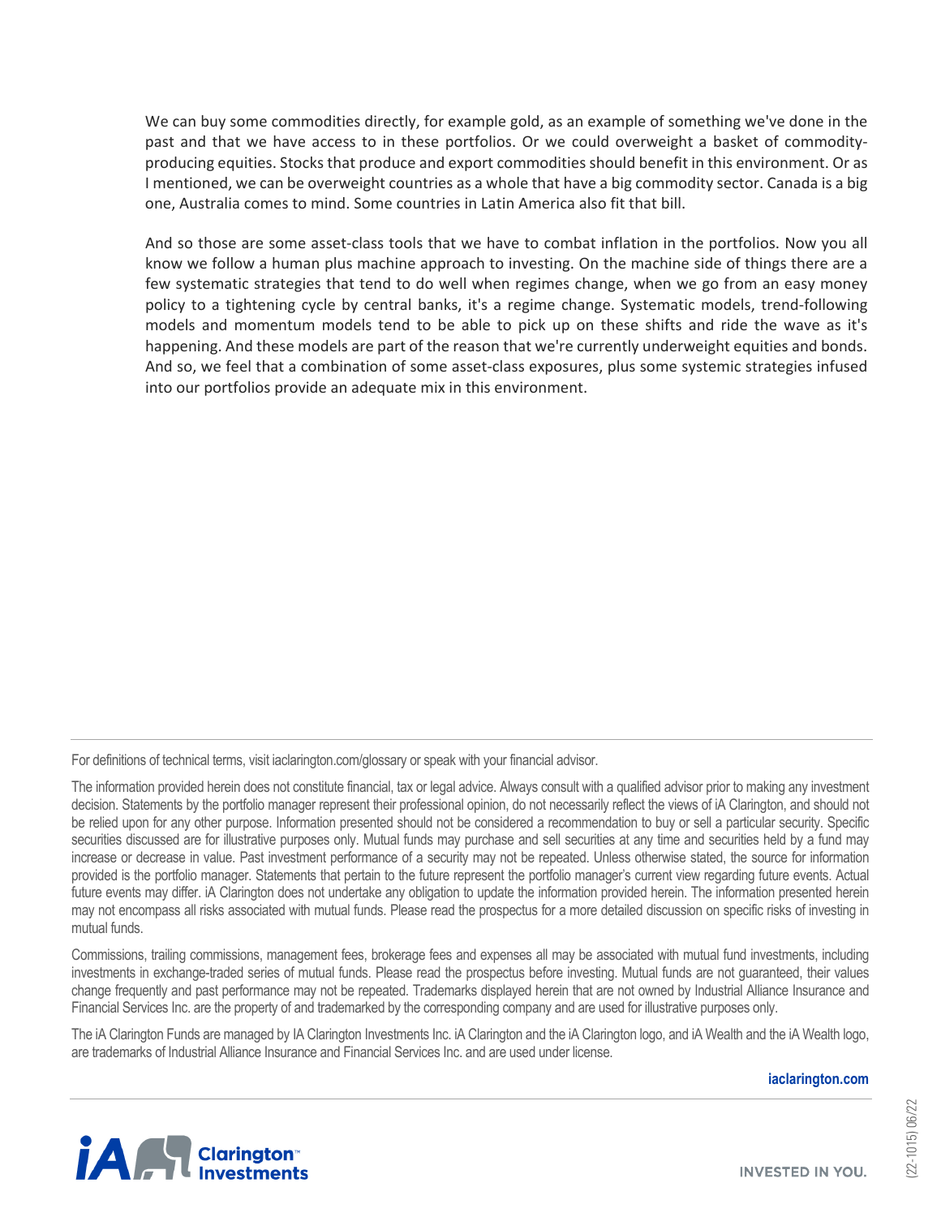We can buy some commodities directly, for example gold, as an example of something we've done in the past and that we have access to in these portfolios. Or we could overweight a basket of commodity-producing equities. Stocks that produce and export commodities should benefit in this environment. Or as I mentioned, we can be overweight countries as a whole that have a big commodity sector. Canada is a big one, Australia comes to mind. Some countries in Latin America also fit that bill.

And so those are some asset-class tools that we have to combat inflation in the portfolios. Now you all know we follow a human plus machine approach to investing. On the machine side of things there are a few systematic strategies that tend to do well when regimes change, when we go from an easy money policy to a tightening cycle by central banks, it's a regime change. Systematic models, trend-following models and momentum models tend to be able to pick up on these shifts and ride the wave as it's happening. And these models are part of the reason that we're currently underweight equities and bonds. And so, we feel that a combination of some asset-class exposures, plus some systemic strategies infused into our portfolios provide an adequate mix in this environment.

For definitions of technical terms, visit iaclarington.com/glossary or speak with your financial advisor.

The information provided herein does not constitute financial, tax or legal advice. Always consult with a qualified advisor prior to making any investment decision. Statements by the portfolio manager represent their professional opinion, do not necessarily reflect the views of iA Clarington, and should not be relied upon for any other purpose. Information presented should not be considered a recommendation to buy or sell a particular security. Specific securities discussed are for illustrative purposes only. Mutual funds may purchase and sell securities at any time and securities held by a fund may increase or decrease in value. Past investment performance of a security may not be repeated. Unless otherwise stated, the source for information provided is the portfolio manager. Statements that pertain to the future represent the portfolio manager's current view regarding future events. Actual future events may differ. iA Clarington does not undertake any obligation to update the information provided herein. The information presented herein may not encompass all risks associated with mutual funds. Please read the prospectus for a more detailed discussion on specific risks of investing in mutual funds.

Commissions, trailing commissions, management fees, brokerage fees and expenses all may be associated with mutual fund investments, including investments in exchange-traded series of mutual funds. Please read the prospectus before investing. Mutual funds are not guaranteed, their values change frequently and past performance may not be repeated. Trademarks displayed herein that are not owned by Industrial Alliance Insurance and Financial Services Inc. are the property of and trademarked by the corresponding company and are used for illustrative purposes only.

The iA Clarington Funds are managed by IA Clarington Investments Inc. iA Clarington and the iA Clarington logo, and iA Wealth and the iA Wealth logo, are trademarks of Industrial Alliance Insurance and Financial Services Inc. and are used under license.

**iaclarington.com**

iA Clarington Investments

INVESTED IN YOU.

(22-1015) 06/22